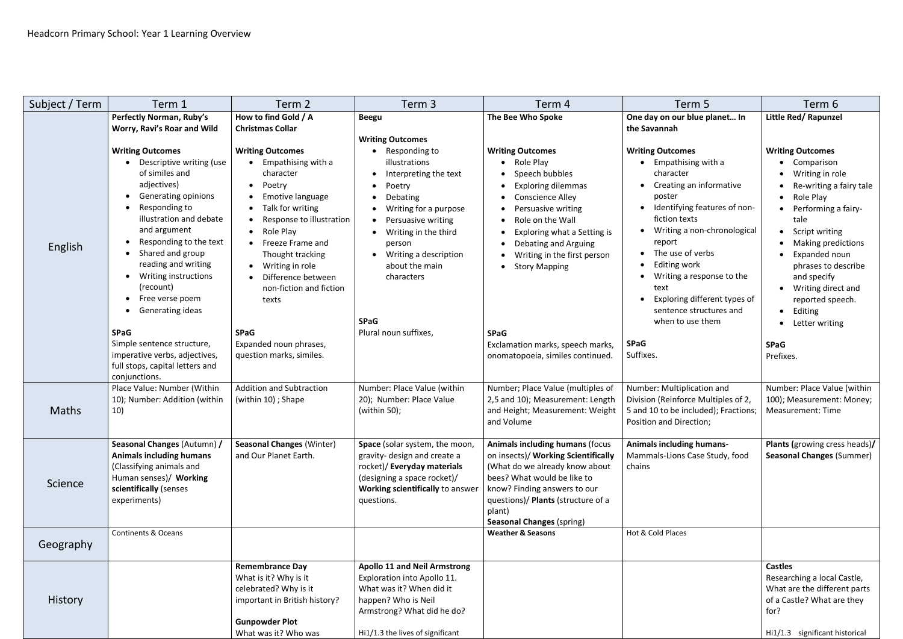Headcorn Primary School: Year 1 Learning Overview

| Subject / Term | Term 1 | Term 2 | Term 3 | Term 4 | Term 5 | Term 6 |
|---|---|---|---|---|---|---|
| English | **Perfectly Norman, Ruby's Worry, Ravi's Roar and Wild**<br><br>**Writing Outcomes**<br>• Descriptive writing (use of similes and adjectives)<br>• Generating opinions<br>• Responding to illustration and debate and argument<br>• Responding to the text<br>• Shared and group reading and writing<br>• Writing instructions (recount)<br>• Free verse poem<br>• Generating ideas<br><br>**SPaG**<br>Simple sentence structure, imperative verbs, adjectives, full stops, capital letters and conjunctions. | **How to find Gold / A Christmas Collar**<br><br>**Writing Outcomes**<br>• Empathising with a character<br>• Poetry<br>• Emotive language<br>• Talk for writing<br>• Response to illustration<br>• Role Play<br>• Freeze Frame and Thought tracking<br>• Writing in role<br>• Difference between non-fiction and fiction texts<br><br>**SPaG**<br>Expanded noun phrases, question marks, similes. | **Beegu**<br><br>**Writing Outcomes**<br>• Responding to illustrations<br>• Interpreting the text<br>• Poetry<br>• Debating<br>• Writing for a purpose<br>• Persuasive writing<br>• Writing in the third person<br>• Writing a description about the main characters<br><br>**SPaG**<br>Plural noun suffixes, | **The Bee Who Spoke**<br><br>**Writing Outcomes**<br>• Role Play<br>• Speech bubbles<br>• Exploring dilemmas<br>• Conscience Alley<br>• Persuasive writing<br>• Role on the Wall<br>• Exploring what a Setting is<br>• Debating and Arguing<br>• Writing in the first person<br>• Story Mapping<br><br>**SPaG**<br>Exclamation marks, speech marks, onomatopoeia, similes continued. | **One day on our blue planet… In the Savannah**<br><br>**Writing Outcomes**<br>• Empathising with a character<br>• Creating an informative poster<br>• Identifying features of non-fiction texts<br>• Writing a non-chronological report<br>• The use of verbs<br>• Editing work<br>• Writing a response to the text<br>• Exploring different types of sentence structures and when to use them<br><br>**SPaG**<br>Suffixes. | **Little Red/ Rapunzel**<br><br>**Writing Outcomes**<br>• Comparison<br>• Writing in role<br>• Re-writing a fairy tale<br>• Role Play<br>• Performing a fairy-tale<br>• Script writing<br>• Making predictions<br>• Expanded noun phrases to describe and specify<br>• Writing direct and reported speech.<br>• Editing<br>• Letter writing<br><br>**SPaG**<br>Prefixes. |
| Maths | Place Value: Number (Within 10); Number: Addition (within 10) | Addition and Subtraction (within 10) ; Shape | Number: Place Value (within 20); Number: Place Value (within 50); | Number; Place Value (multiples of 2,5 and 10); Measurement: Length and Height; Measurement: Weight and Volume | Number: Multiplication and Division (Reinforce Multiples of 2, 5 and 10 to be included); Fractions; Position and Direction; | Number: Place Value (within 100); Measurement: Money; Measurement: Time |
| Science | **Seasonal Changes** (Autumn) **/ Animals including humans** (Classifying animals and Human senses)/ **Working scientifically** (senses experiments) | **Seasonal Changes** (Winter) and Our Planet Earth. | **Space** (solar system, the moon, gravity- design and create a rocket)/ **Everyday materials** (designing a space rocket)/ **Working scientifically** to answer questions. | **Animals including humans** (focus on insects)/ **Working Scientifically** (What do we already know about bees? What would be like to know? Finding answers to our questions)/ **Plants** (structure of a plant)<br>**Seasonal Changes** (spring) | **Animals including humans-** Mammals-Lions Case Study, food chains | **Plants (**growing cress heads)**/ Seasonal Changes** (Summer) |
| Geography | Continents & Oceans | | | **Weather & Seasons** | Hot & Cold Places | |
| History | | **Remembrance Day**<br>What is it? Why is it celebrated? Why is it important in British history?<br><br>**Gunpowder Plot**<br>What was it? Who was | **Apollo 11 and Neil Armstrong**<br>Exploration into Apollo 11. What was it? When did it happen? Who is Neil Armstrong? What did he do?<br><br>Hi1/1.3 the lives of significant | | | **Castles**<br>Researching a local Castle, What are the different parts of a Castle? What are they for?<br><br>Hi1/1.3 significant historical |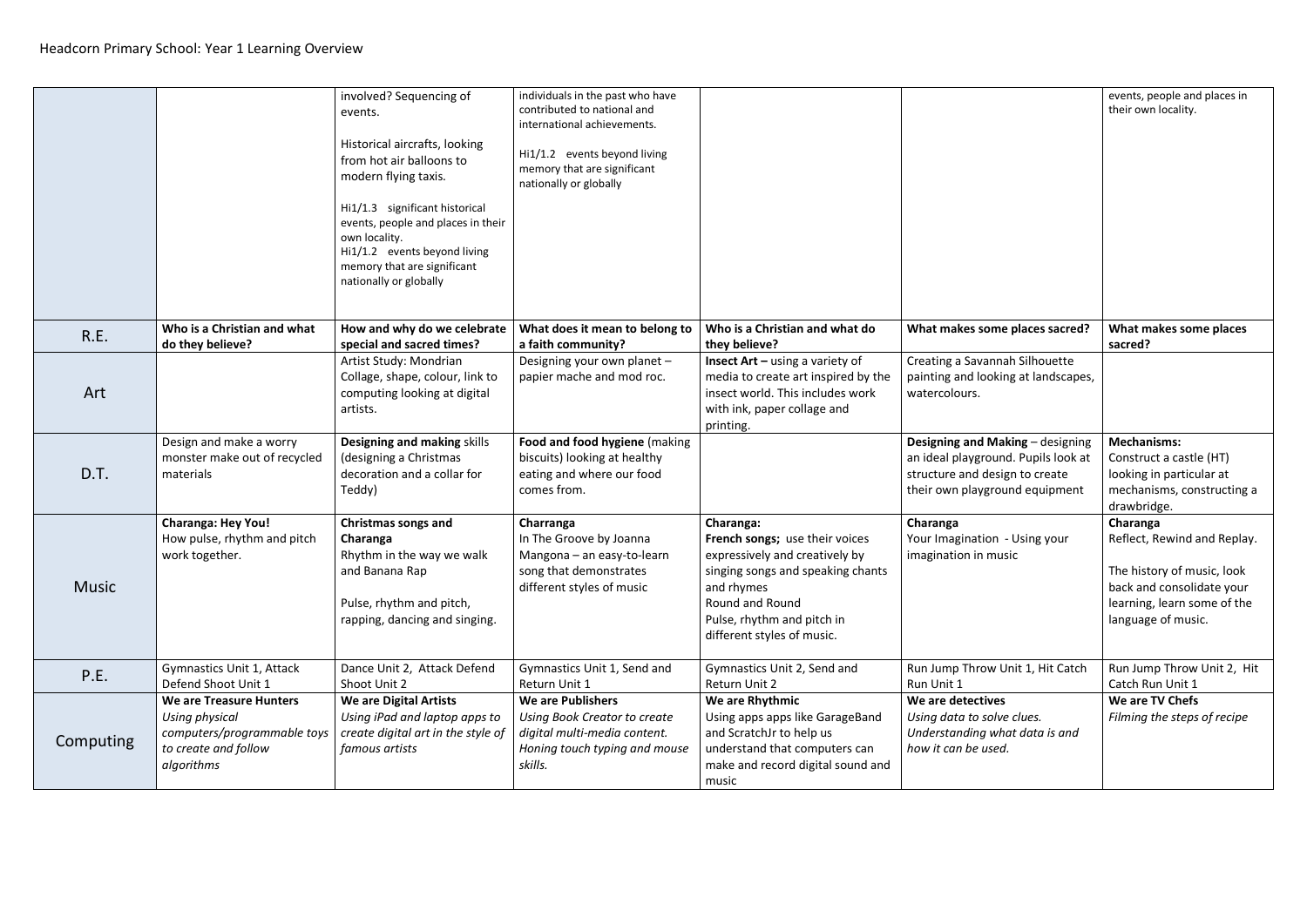Headcorn Primary School: Year 1 Learning Overview

| | | | | | | |
|---|---|---|---|---|---|---|
| | | involved? Sequencing of events.<br><br>Historical aircrafts, looking from hot air balloons to modern flying taxis.<br><br>Hi1/1.3 significant historical events, people and places in their own locality.<br>Hi1/1.2 events beyond living memory that are significant nationally or globally | individuals in the past who have contributed to national and international achievements.<br><br>Hi1/1.2 events beyond living memory that are significant nationally or globally | | | events, people and places in their own locality. |
| R.E. | **Who is a Christian and what do they believe?** | **How and why do we celebrate special and sacred times?** | **What does it mean to belong to a faith community?** | **Who is a Christian and what do they believe?** | **What makes some places sacred?** | **What makes some places sacred?** |
| Art | | Artist Study: Mondrian Collage, shape, colour, link to computing looking at digital artists. | Designing your own planet – papier mache and mod roc. | **Insect Art –** using a variety of media to create art inspired by the insect world. This includes work with ink, paper collage and printing. | Creating a Savannah Silhouette painting and looking at landscapes, watercolours. | |
| D.T. | Design and make a worry monster make out of recycled materials | **Designing and making** skills (designing a Christmas decoration and a collar for Teddy) | **Food and food hygiene** (making biscuits) looking at healthy eating and where our food comes from. | | **Designing and Making** – designing an ideal playground. Pupils look at structure and design to create their own playground equipment | **Mechanisms:**<br>Construct a castle (HT) looking in particular at mechanisms, constructing a drawbridge. |
| Music | **Charanga: Hey You!**<br>How pulse, rhythm and pitch work together. | **Christmas songs and Charanga**<br>Rhythm in the way we walk and Banana Rap<br><br>Pulse, rhythm and pitch, rapping, dancing and singing. | **Charranga**<br>In The Groove by Joanna Mangona – an easy-to-learn song that demonstrates different styles of music | **Charanga:**<br>**French songs;** use their voices expressively and creatively by singing songs and speaking chants and rhymes<br>Round and Round<br>Pulse, rhythm and pitch in different styles of music. | **Charanga**<br>Your Imagination - Using your imagination in music | **Charanga**<br>Reflect, Rewind and Replay.<br><br>The history of music, look back and consolidate your learning, learn some of the language of music. |
| P.E. | Gymnastics Unit 1, Attack Defend Shoot Unit 1 | Dance Unit 2, Attack Defend Shoot Unit 2 | Gymnastics Unit 1, Send and Return Unit 1 | Gymnastics Unit 2, Send and Return Unit 2 | Run Jump Throw Unit 1, Hit Catch Run Unit 1 | Run Jump Throw Unit 2, Hit Catch Run Unit 1 |
| Computing | **We are Treasure Hunters**<br>*Using physical computers/programmable toys to create and follow algorithms* | **We are Digital Artists**<br>*Using iPad and laptop apps to create digital art in the style of famous artists* | **We are Publishers**<br>*Using Book Creator to create digital multi-media content. Honing touch typing and mouse skills.* | **We are Rhythmic**<br>Using apps apps like GarageBand and ScratchJr to help us understand that computers can make and record digital sound and music | **We are detectives**<br>*Using data to solve clues. Understanding what data is and how it can be used.* | **We are TV Chefs**<br>*Filming the steps of recipe* |